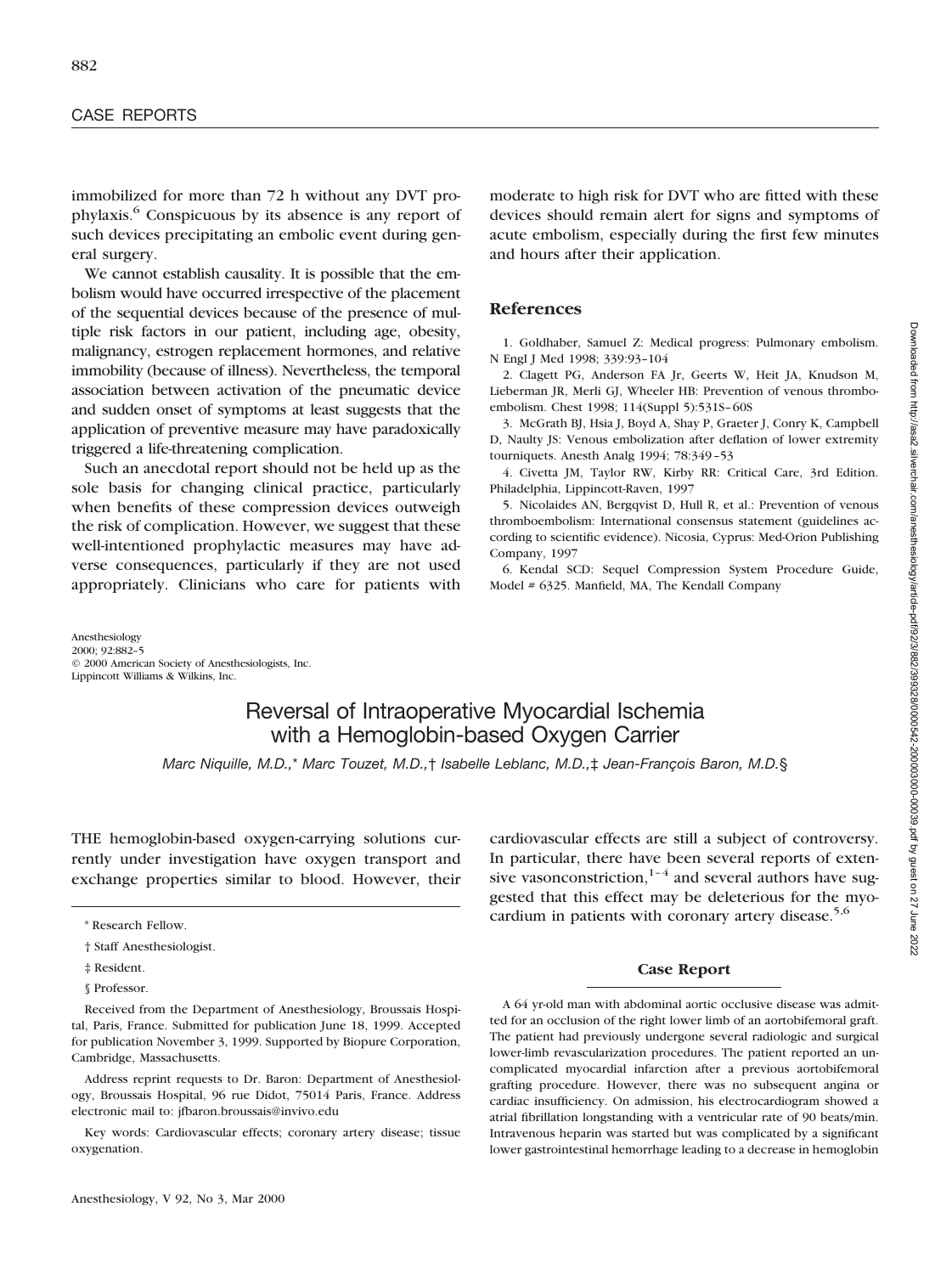immobilized for more than 72 h without any DVT prophylaxis.[6] Conspicuous by its absence is any report of such devices precipitating an embolic event during general surgery.

We cannot establish causality. It is possible that the embolism would have occurred irrespective of the placement of the sequential devices because of the presence of multiple risk factors in our patient, including age, obesity, malignancy, estrogen replacement hormones, and relative immobility (because of illness). Nevertheless, the temporal association between activation of the pneumatic device and sudden onset of symptoms at least suggests that the application of preventive measure may have paradoxically triggered a life-threatening complication.

Such an anecdotal report should not be held up as the sole basis for changing clinical practice, particularly when benefits of these compression devices outweigh the risk of complication. However, we suggest that these well-intentioned prophylactic measures may have adverse consequences, particularly if they are not used appropriately. Clinicians who care for patients with moderate to high risk for DVT who are fitted with these devices should remain alert for signs and symptoms of acute embolism, especially during the first few minutes and hours after their application.

## References

1. Goldhaber, Samuel Z: Medical progress: Pulmonary embolism. N Engl J Med 1998; 339:93–104
2. Clagett PG, Anderson FA Jr, Geerts W, Heit JA, Knudson M, Lieberman JR, Merli GJ, Wheeler HB: Prevention of venous thromboembolism. Chest 1998; 114(Suppl 5):531S–60S
3. McGrath BJ, Hsia J, Boyd A, Shay P, Graeter J, Conry K, Campbell D, Naulty JS: Venous embolization after deflation of lower extremity tourniquets. Anesth Analg 1994; 78:349–53
4. Civetta JM, Taylor RW, Kirby RR: Critical Care, 3rd Edition. Philadelphia, Lippincott-Raven, 1997
5. Nicolaides AN, Bergqvist D, Hull R, et al.: Prevention of venous thromboembolism: International consensus statement (guidelines according to scientific evidence). Nicosia, Cyprus: Med-Orion Publishing Company, 1997
6. Kendal SCD: Sequel Compression System Procedure Guide, Model # 6325. Manfield, MA, The Kendall Company

Anesthesiology 2000; 92:882–5
© 2000 American Society of Anesthesiologists, Inc.
Lippincott Williams & Wilkins, Inc.

# Reversal of Intraoperative Myocardial Ischemia with a Hemoglobin-based Oxygen Carrier

*Marc Niquille, M.D.,\* Marc Touzet, M.D.,† Isabelle Leblanc, M.D.,‡ Jean-François Baron, M.D.§*

THE hemoglobin-based oxygen-carrying solutions currently under investigation have oxygen transport and exchange properties similar to blood. However, their cardiovascular effects are still a subject of controversy. In particular, there have been several reports of extensive vasonconstriction,[1–4] and several authors have suggested that this effect may be deleterious for the myocardium in patients with coronary artery disease.[5,6]

\* Research Fellow.

† Staff Anesthesiologist.

‡ Resident.

§ Professor.

Received from the Department of Anesthesiology, Broussais Hospital, Paris, France. Submitted for publication June 18, 1999. Accepted for publication November 3, 1999. Supported by Biopure Corporation, Cambridge, Massachusetts.

Address reprint requests to Dr. Baron: Department of Anesthesiology, Broussais Hospital, 96 rue Didot, 75014 Paris, France. Address electronic mail to: jfbaron.broussais@invivo.edu

Key words: Cardiovascular effects; coronary artery disease; tissue oxygenation.

## Case Report

A 64 yr-old man with abdominal aortic occlusive disease was admitted for an occlusion of the right lower limb of an aortobifemoral graft. The patient had previously undergone several radiologic and surgical lower-limb revascularization procedures. The patient reported an uncomplicated myocardial infarction after a previous aortobifemoral grafting procedure. However, there was no subsequent angina or cardiac insufficiency. On admission, his electrocardiogram showed a atrial fibrillation longstanding with a ventricular rate of 90 beats/min. Intravenous heparin was started but was complicated by a significant lower gastrointestinal hemorrhage leading to a decrease in hemoglobin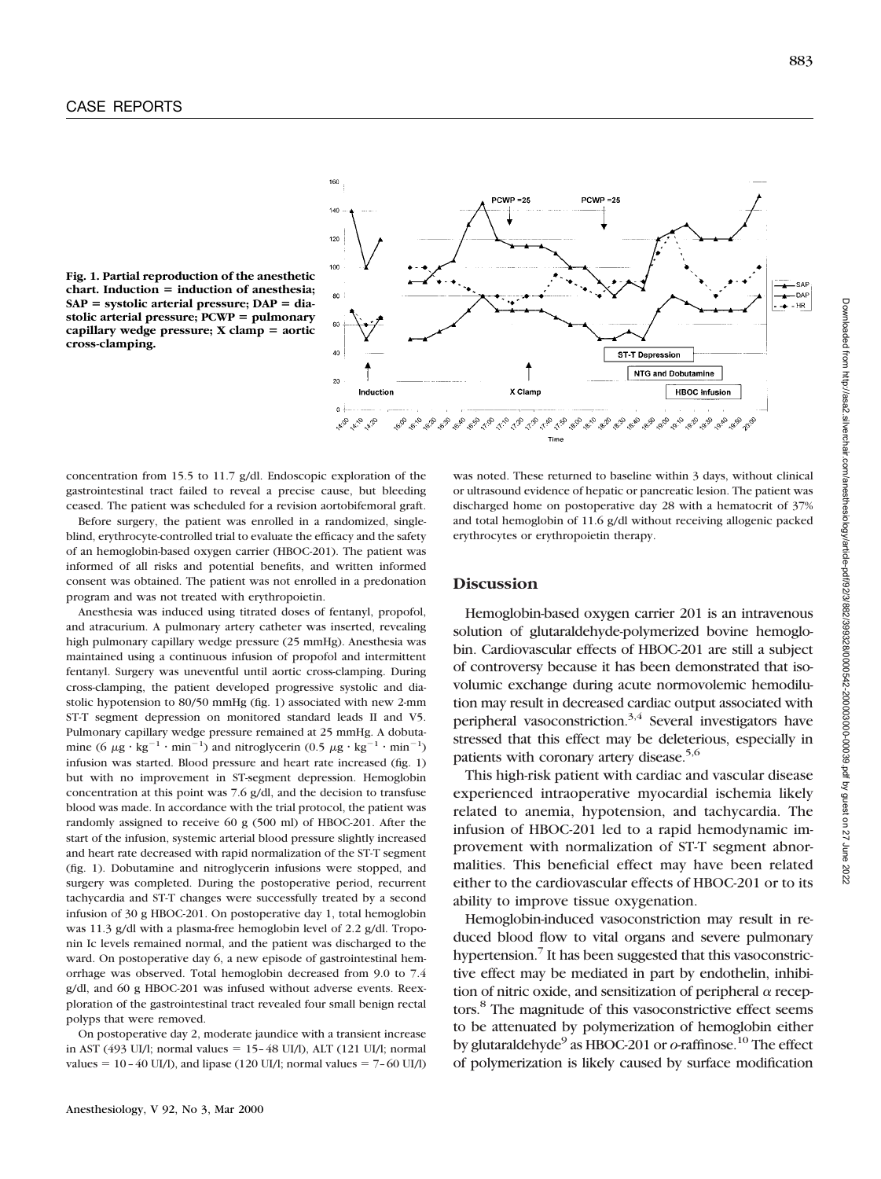Fig. 1. Partial reproduction of the anesthetic chart. Induction = induction of anesthesia; SAP = systolic arterial pressure; DAP = diastolic arterial pressure; PCWP = pulmonary capillary wedge pressure; X clamp = aortic cross-clamping.

concentration from 15.5 to 11.7 g/dl. Endoscopic exploration of the gastrointestinal tract failed to reveal a precise cause, but bleeding ceased. The patient was scheduled for a revision aortobifemoral graft.

Before surgery, the patient was enrolled in a randomized, single-blind, erythrocyte-controlled trial to evaluate the efficacy and the safety of an hemoglobin-based oxygen carrier (HBOC-201). The patient was informed of all risks and potential benefits, and written informed consent was obtained. The patient was not enrolled in a predonation program and was not treated with erythropoietin.

Anesthesia was induced using titrated doses of fentanyl, propofol, and atracurium. A pulmonary artery catheter was inserted, revealing high pulmonary capillary wedge pressure (25 mmHg). Anesthesia was maintained using a continuous infusion of propofol and intermittent fentanyl. Surgery was uneventful until aortic cross-clamping. During cross-clamping, the patient developed progressive systolic and diastolic hypotension to 80/50 mmHg (fig. 1) associated with new 2-mm ST-T segment depression on monitored standard leads II and V5. Pulmonary capillary wedge pressure remained at 25 mmHg. A dobutamine (6 $\mu g \cdot kg^{-1} \cdot min^{-1}$) and nitroglycerin (0.5 $\mu g \cdot kg^{-1} \cdot min^{-1}$) infusion was started. Blood pressure and heart rate increased (fig. 1) but with no improvement in ST-segment depression. Hemoglobin concentration at this point was 7.6 g/dl, and the decision to transfuse blood was made. In accordance with the trial protocol, the patient was randomly assigned to receive 60 g (500 ml) of HBOC-201. After the start of the infusion, systemic arterial blood pressure slightly increased and heart rate decreased with rapid normalization of the ST-T segment (fig. 1). Dobutamine and nitroglycerin infusions were stopped, and surgery was completed. During the postoperative period, recurrent tachycardia and ST-T changes were successfully treated by a second infusion of 30 g HBOC-201. On postoperative day 1, total hemoglobin was 11.3 g/dl with a plasma-free hemoglobin level of 2.2 g/dl. Troponin Ic levels remained normal, and the patient was discharged to the ward. On postoperative day 6, a new episode of gastrointestinal hemorrhage was observed. Total hemoglobin decreased from 9.0 to 7.4 g/dl, and 60 g HBOC-201 was infused without adverse events. Reexploration of the gastrointestinal tract revealed four small benign rectal polyps that were removed.

On postoperative day 2, moderate jaundice with a transient increase in AST (493 UI/l; normal values = 15–48 UI/l), ALT (121 UI/l; normal values = 10–40 UI/l), and lipase (120 UI/l; normal values = 7–60 UI/l) was noted. These returned to baseline within 3 days, without clinical or ultrasound evidence of hepatic or pancreatic lesion. The patient was discharged home on postoperative day 28 with a hematocrit of 37% and total hemoglobin of 11.6 g/dl without receiving allogenic packed erythrocytes or erythropoietin therapy.

## Discussion

Hemoglobin-based oxygen carrier 201 is an intravenous solution of glutaraldehyde-polymerized bovine hemoglobin. Cardiovascular effects of HBOC-201 are still a subject of controversy because it has been demonstrated that isovolumic exchange during acute normovolemic hemodilution may result in decreased cardiac output associated with peripheral vasoconstriction.[3,4] Several investigators have stressed that this effect may be deleterious, especially in patients with coronary artery disease.[5,6]

This high-risk patient with cardiac and vascular disease experienced intraoperative myocardial ischemia likely related to anemia, hypotension, and tachycardia. The infusion of HBOC-201 led to a rapid hemodynamic improvement with normalization of ST-T segment abnormalities. This beneficial effect may have been related either to the cardiovascular effects of HBOC-201 or to its ability to improve tissue oxygenation.

Hemoglobin-induced vasoconstriction may result in reduced blood flow to vital organs and severe pulmonary hypertension.[7] It has been suggested that this vasoconstrictive effect may be mediated in part by endothelin, inhibition of nitric oxide, and sensitization of peripheral $\alpha$ receptors.[8] The magnitude of this vasoconstrictive effect seems to be attenuated by polymerization of hemoglobin either by glutaraldehyde[9] as HBOC-201 or *o*-raffinose.[10] The effect of polymerization is likely caused by surface modification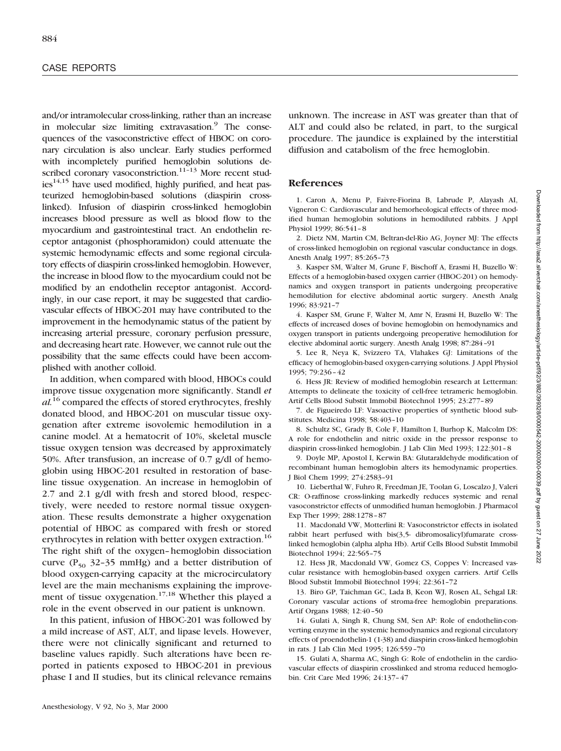and/or intramolecular cross-linking, rather than an increase in molecular size limiting extravasation.[9] The consequences of the vasoconstrictive effect of HBOC on coronary circulation is also unclear. Early studies performed with incompletely purified hemoglobin solutions described coronary vasoconstriction.[11–13] More recent studies[14,15] have used modified, highly purified, and heat pasteurized hemoglobin-based solutions (diaspirin cross-linked). Infusion of diaspirin cross-linked hemoglobin increases blood pressure as well as blood flow to the myocardium and gastrointestinal tract. An endothelin receptor antagonist (phosphoramidon) could attenuate the systemic hemodynamic effects and some regional circulatory effects of diaspirin cross-linked hemoglobin. However, the increase in blood flow to the myocardium could not be modified by an endothelin receptor antagonist. Accordingly, in our case report, it may be suggested that cardiovascular effects of HBOC-201 may have contributed to the improvement in the hemodynamic status of the patient by increasing arterial pressure, coronary perfusion pressure, and decreasing heart rate. However, we cannot rule out the possibility that the same effects could have been accomplished with another colloid.

In addition, when compared with blood, HBOCs could improve tissue oxygenation more significantly. Standl *et al.*[16] compared the effects of stored erythrocytes, freshly donated blood, and HBOC-201 on muscular tissue oxygenation after extreme isovolemic hemodilution in a canine model. At a hematocrit of 10%, skeletal muscle tissue oxygen tension was decreased by approximately 50%. After transfusion, an increase of 0.7 g/dl of hemoglobin using HBOC-201 resulted in restoration of baseline tissue oxygenation. An increase in hemoglobin of 2.7 and 2.1 g/dl with fresh and stored blood, respectively, were needed to restore normal tissue oxygenation. These results demonstrate a higher oxygenation potential of HBOC as compared with fresh or stored erythrocytes in relation with better oxygen extraction.[16] The right shift of the oxygen–hemoglobin dissociation curve ($P_{50}$ 32–35 mmHg) and a better distribution of blood oxygen-carrying capacity at the microcirculatory level are the main mechanisms explaining the improvement of tissue oxygenation.[17,18] Whether this played a role in the event observed in our patient is unknown.

In this patient, infusion of HBOC-201 was followed by a mild increase of AST, ALT, and lipase levels. However, there were not clinically significant and returned to baseline values rapidly. Such alterations have been reported in patients exposed to HBOC-201 in previous phase I and II studies, but its clinical relevance remains unknown. The increase in AST was greater than that of ALT and could also be related, in part, to the surgical procedure. The jaundice is explained by the interstitial diffusion and catabolism of the free hemoglobin.

## References

1. Caron A, Menu P, Faivre-Fiorina B, Labrude P, Alayash AI, Vigneron C: Cardiovascular and hemorheological effects of three modified human hemoglobin solutions in hemodiluted rabbits. J Appl Physiol 1999; 86:541–8
2. Dietz NM, Martin CM, Beltran-del-Rio AG, Joyner MJ: The effects of cross-linked hemoglobin on regional vascular conductance in dogs. Anesth Analg 1997; 85:265–73
3. Kasper SM, Walter M, Grune F, Bischoff A, Erasmi H, Buzello W: Effects of a hemoglobin-based oxygen carrier (HBOC-201) on hemodynamics and oxygen transport in patients undergoing preoperative hemodilution for elective abdominal aortic surgery. Anesth Analg 1996; 83:921–7
4. Kasper SM, Grune F, Walter M, Amr N, Erasmi H, Buzello W: The effects of increased doses of bovine hemoglobin on hemodynamics and oxygen transport in patients undergoing preoperative hemodilution for elective abdominal aortic surgery. Anesth Analg 1998; 87:284–91
5. Lee R, Neya K, Svizzero TA, Vlahakes GJ: Limitations of the efficacy of hemoglobin-based oxygen-carrying solutions. J Appl Physiol 1995; 79:236–42
6. Hess JR: Review of modified hemoglobin research at Letterman: Attempts to delineate the toxicity of cell-free tetrameric hemoglobin. Artif Cells Blood Substit Immobil Biotechnol 1995; 23:277–89
7. de Figueiredo LF: Vasoactive properties of synthetic blood substitutes. Medicina 1998; 58:403–10
8. Schultz SC, Grady B, Cole F, Hamilton I, Burhop K, Malcolm DS: A role for endothelin and nitric oxide in the pressor response to diaspirin cross-linked hemoglobin. J Lab Clin Med 1993; 122:301–8
9. Doyle MP, Apostol I, Kerwin BA: Glutaraldehyde modification of recombinant human hemoglobin alters its hemodynamic properties. J Biol Chem 1999; 274:2583–91
10. Lieberthal W, Fuhro R, Freedman JE, Toolan G, Loscalzo J, Valeri CR: O-raffinose cross-linking markedly reduces systemic and renal vasoconstrictor effects of unmodified human hemoglobin. J Pharmacol Exp Ther 1999; 288:1278–87
11. Macdonald VW, Motterlini R: Vasoconstrictor effects in isolated rabbit heart perfused with bis(3,5- dibromosalicyl)fumarate cross-linked hemoglobin (alpha alpha Hb). Artif Cells Blood Substit Immobil Biotechnol 1994; 22:565–75
12. Hess JR, Macdonald VW, Gomez CS, Coppes V: Increased vascular resistance with hemoglobin-based oxygen carriers. Artif Cells Blood Substit Immobil Biotechnol 1994; 22:361–72
13. Biro GP, Taichman GC, Lada B, Keon WJ, Rosen AL, Sehgal LR: Coronary vascular actions of stroma-free hemoglobin preparations. Artif Organs 1988; 12:40–50
14. Gulati A, Singh R, Chung SM, Sen AP: Role of endothelin-converting enzyme in the systemic hemodynamics and regional circulatory effects of proendothelin-1 (1-38) and diaspirin cross-linked hemoglobin in rats. J Lab Clin Med 1995; 126:559–70
15. Gulati A, Sharma AC, Singh G: Role of endothelin in the cardiovascular effects of diaspirin crosslinked and stroma reduced hemoglobin. Crit Care Med 1996; 24:137–47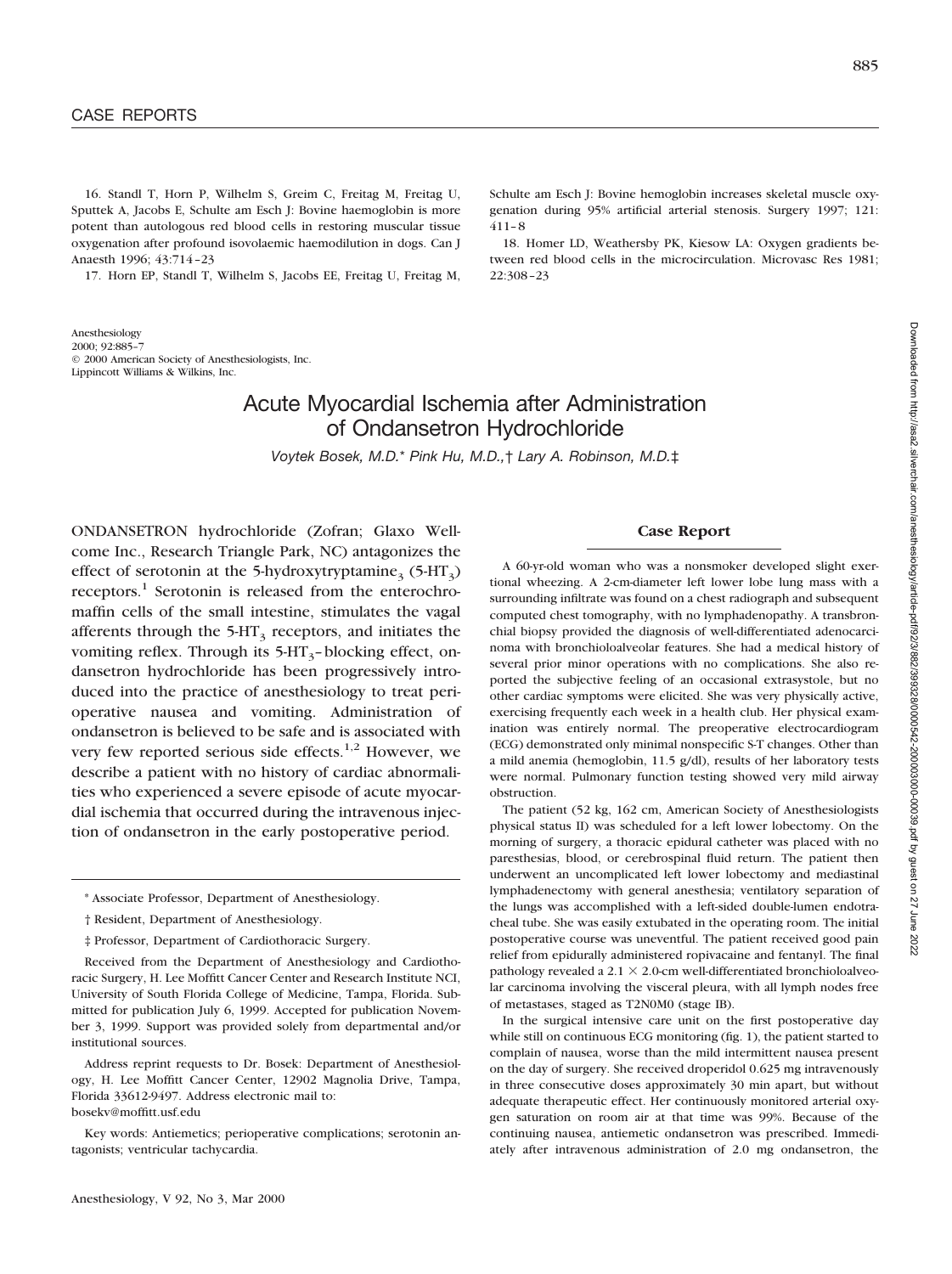16. Standl T, Horn P, Wilhelm S, Greim C, Freitag M, Freitag U, Sputtek A, Jacobs E, Schulte am Esch J: Bovine haemoglobin is more potent than autologous red blood cells in restoring muscular tissue oxygenation after profound isovolaemic haemodilution in dogs. Can J Anaesth 1996; 43:714–23

17. Horn EP, Standl T, Wilhelm S, Jacobs EE, Freitag U, Freitag M, Schulte am Esch J: Bovine hemoglobin increases skeletal muscle oxygenation during 95% artificial arterial stenosis. Surgery 1997; 121: 411–8

18. Homer LD, Weathersby PK, Kiesow LA: Oxygen gradients between red blood cells in the microcirculation. Microvasc Res 1981; 22:308–23

Anesthesiology
2000; 92:885–7
© 2000 American Society of Anesthesiologists, Inc.
Lippincott Williams & Wilkins, Inc.

# Acute Myocardial Ischemia after Administration of Ondansetron Hydrochloride

*Voytek Bosek, M.D.\* Pink Hu, M.D.,† Lary A. Robinson, M.D.‡*

ONDANSETRON hydrochloride (Zofran; Glaxo Wellcome Inc., Research Triangle Park, NC) antagonizes the effect of serotonin at the 5-hydroxytryptamine$_3$ (5-HT$_3$) receptors.[1] Serotonin is released from the enterochromaffin cells of the small intestine, stimulates the vagal afferents through the 5-HT$_3$ receptors, and initiates the vomiting reflex. Through its 5-HT$_3$–blocking effect, ondansetron hydrochloride has been progressively introduced into the practice of anesthesiology to treat perioperative nausea and vomiting. Administration of ondansetron is believed to be safe and is associated with very few reported serious side effects.[1,2] However, we describe a patient with no history of cardiac abnormalities who experienced a severe episode of acute myocardial ischemia that occurred during the intravenous injection of ondansetron in the early postoperative period.

\* Associate Professor, Department of Anesthesiology.

† Resident, Department of Anesthesiology.

‡ Professor, Department of Cardiothoracic Surgery.

Received from the Department of Anesthesiology and Cardiothoracic Surgery, H. Lee Moffitt Cancer Center and Research Institute NCI, University of South Florida College of Medicine, Tampa, Florida. Submitted for publication July 6, 1999. Accepted for publication November 3, 1999. Support was provided solely from departmental and/or institutional sources.

Address reprint requests to Dr. Bosek: Department of Anesthesiology, H. Lee Moffitt Cancer Center, 12902 Magnolia Drive, Tampa, Florida 33612-9497. Address electronic mail to: bosekv@moffitt.usf.edu

Key words: Antiemetics; perioperative complications; serotonin antagonists; ventricular tachycardia.

## Case Report

A 60-yr-old woman who was a nonsmoker developed slight exertional wheezing. A 2-cm-diameter left lower lobe lung mass with a surrounding infiltrate was found on a chest radiograph and subsequent computed chest tomography, with no lymphadenopathy. A transbronchial biopsy provided the diagnosis of well-differentiated adenocarcinoma with bronchioloalveolar features. She had a medical history of several prior minor operations with no complications. She also reported the subjective feeling of an occasional extrasystole, but no other cardiac symptoms were elicited. She was very physically active, exercising frequently each week in a health club. Her physical examination was entirely normal. The preoperative electrocardiogram (ECG) demonstrated only minimal nonspecific S-T changes. Other than a mild anemia (hemoglobin, 11.5 g/dl), results of her laboratory tests were normal. Pulmonary function testing showed very mild airway obstruction.

The patient (52 kg, 162 cm, American Society of Anesthesiologists physical status II) was scheduled for a left lower lobectomy. On the morning of surgery, a thoracic epidural catheter was placed with no paresthesias, blood, or cerebrospinal fluid return. The patient then underwent an uncomplicated left lower lobectomy and mediastinal lymphadenectomy with general anesthesia; ventilatory separation of the lungs was accomplished with a left-sided double-lumen endotracheal tube. She was easily extubated in the operating room. The initial postoperative course was uneventful. The patient received good pain relief from epidurally administered ropivacaine and fentanyl. The final pathology revealed a 2.1 × 2.0-cm well-differentiated bronchioloalveolar carcinoma involving the visceral pleura, with all lymph nodes free of metastases, staged as T2N0M0 (stage IB).

In the surgical intensive care unit on the first postoperative day while still on continuous ECG monitoring (fig. 1), the patient started to complain of nausea, worse than the mild intermittent nausea present on the day of surgery. She received droperidol 0.625 mg intravenously in three consecutive doses approximately 30 min apart, but without adequate therapeutic effect. Her continuously monitored arterial oxygen saturation on room air at that time was 99%. Because of the continuing nausea, antiemetic ondansetron was prescribed. Immediately after intravenous administration of 2.0 mg ondansetron, the